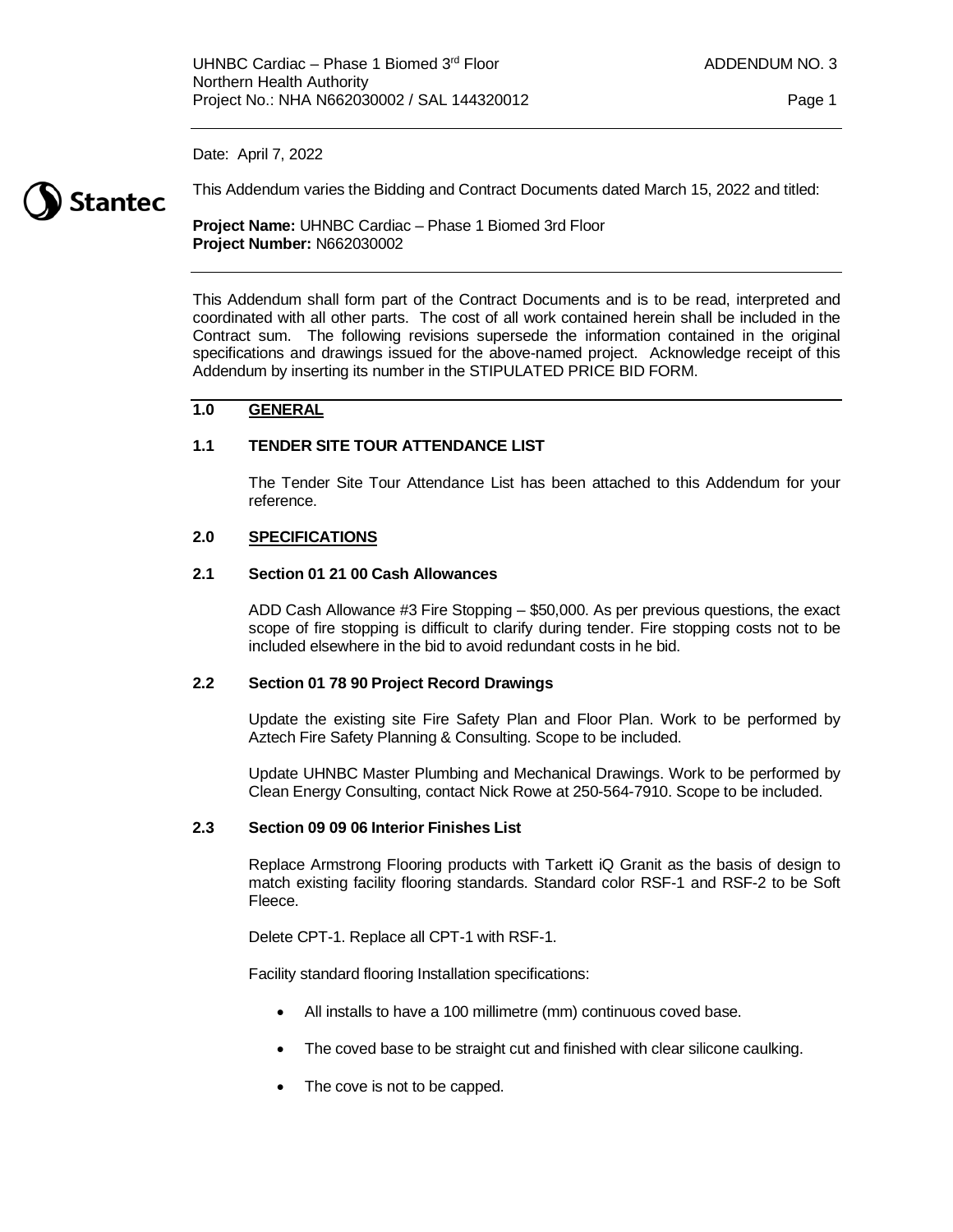Date: April 7, 2022

This Addendum varies the Bidding and Contract Documents dated March 15, 2022 and titled:

**Project Name:** UHNBC Cardiac – Phase 1 Biomed 3rd Floor
**Project Number:** N662030002

This Addendum shall form part of the Contract Documents and is to be read, interpreted and coordinated with all other parts. The cost of all work contained herein shall be included in the Contract sum. The following revisions supersede the information contained in the original specifications and drawings issued for the above-named project. Acknowledge receipt of this Addendum by inserting its number in the STIPULATED PRICE BID FORM.

## 1.0 GENERAL

### 1.1 TENDER SITE TOUR ATTENDANCE LIST

The Tender Site Tour Attendance List has been attached to this Addendum for your reference.

## 2.0 SPECIFICATIONS

### 2.1 Section 01 21 00 Cash Allowances

ADD Cash Allowance #3 Fire Stopping – $50,000. As per previous questions, the exact scope of fire stopping is difficult to clarify during tender. Fire stopping costs not to be included elsewhere in the bid to avoid redundant costs in he bid.

### 2.2 Section 01 78 90 Project Record Drawings

Update the existing site Fire Safety Plan and Floor Plan. Work to be performed by Aztech Fire Safety Planning & Consulting. Scope to be included.

Update UHNBC Master Plumbing and Mechanical Drawings. Work to be performed by Clean Energy Consulting, contact Nick Rowe at 250-564-7910. Scope to be included.

### 2.3 Section 09 09 06 Interior Finishes List

Replace Armstrong Flooring products with Tarkett iQ Granit as the basis of design to match existing facility flooring standards. Standard color RSF-1 and RSF-2 to be Soft Fleece.

Delete CPT-1. Replace all CPT-1 with RSF-1.

Facility standard flooring Installation specifications:

- All installs to have a 100 millimetre (mm) continuous coved base.
- The coved base to be straight cut and finished with clear silicone caulking.
- The cove is not to be capped.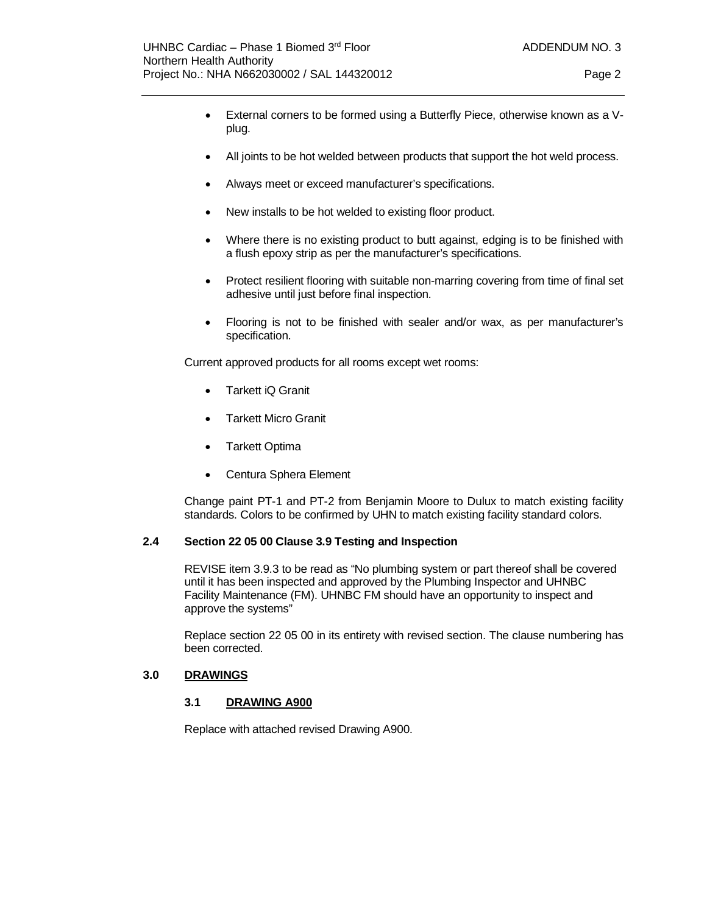- External corners to be formed using a Butterfly Piece, otherwise known as a V-plug.
- All joints to be hot welded between products that support the hot weld process.
- Always meet or exceed manufacturer's specifications.
- New installs to be hot welded to existing floor product.
- Where there is no existing product to butt against, edging is to be finished with a flush epoxy strip as per the manufacturer's specifications.
- Protect resilient flooring with suitable non-marring covering from time of final set adhesive until just before final inspection.
- Flooring is not to be finished with sealer and/or wax, as per manufacturer's specification.

Current approved products for all rooms except wet rooms:

- Tarkett iQ Granit
- Tarkett Micro Granit
- Tarkett Optima
- Centura Sphera Element

Change paint PT-1 and PT-2 from Benjamin Moore to Dulux to match existing facility standards. Colors to be confirmed by UHN to match existing facility standard colors.

### 2.4 Section 22 05 00 Clause 3.9 Testing and Inspection

REVISE item 3.9.3 to be read as "No plumbing system or part thereof shall be covered until it has been inspected and approved by the Plumbing Inspector and UHNBC Facility Maintenance (FM). UHNBC FM should have an opportunity to inspect and approve the systems"

Replace section 22 05 00 in its entirety with revised section. The clause numbering has been corrected.

## 3.0 DRAWINGS

### 3.1 DRAWING A900

Replace with attached revised Drawing A900.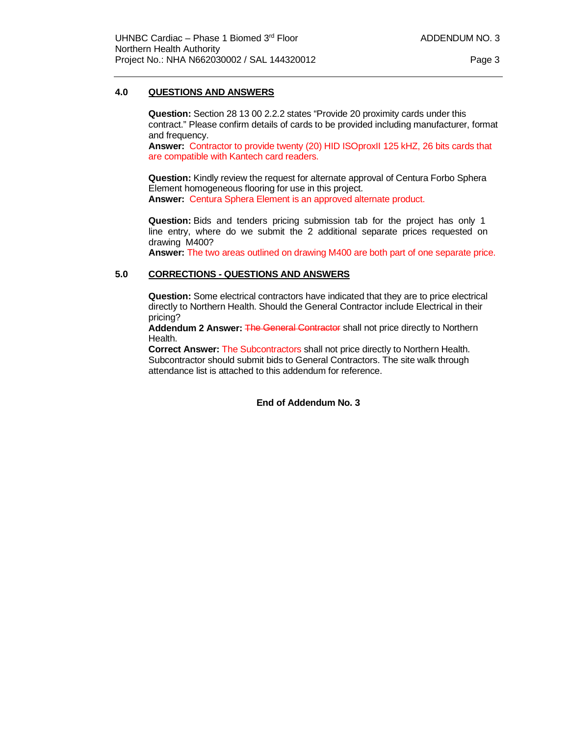## 4.0 QUESTIONS AND ANSWERS

**Question:** Section 28 13 00 2.2.2 states "Provide 20 proximity cards under this contract." Please confirm details of cards to be provided including manufacturer, format and frequency.
**Answer:** Contractor to provide twenty (20) HID ISOproxII 125 kHZ, 26 bits cards that are compatible with Kantech card readers.

**Question:** Kindly review the request for alternate approval of Centura Forbo Sphera Element homogeneous flooring for use in this project.
**Answer:** Centura Sphera Element is an approved alternate product.

**Question:** Bids and tenders pricing submission tab for the project has only 1 line entry, where do we submit the 2 additional separate prices requested on drawing M400?
**Answer:** The two areas outlined on drawing M400 are both part of one separate price.

## 5.0 CORRECTIONS - QUESTIONS AND ANSWERS

**Question:** Some electrical contractors have indicated that they are to price electrical directly to Northern Health. Should the General Contractor include Electrical in their pricing?
**Addendum 2 Answer:** ~~The General Contractor~~ shall not price directly to Northern Health.
**Correct Answer:** The Subcontractors shall not price directly to Northern Health. Subcontractor should submit bids to General Contractors. The site walk through attendance list is attached to this addendum for reference.

**End of Addendum No. 3**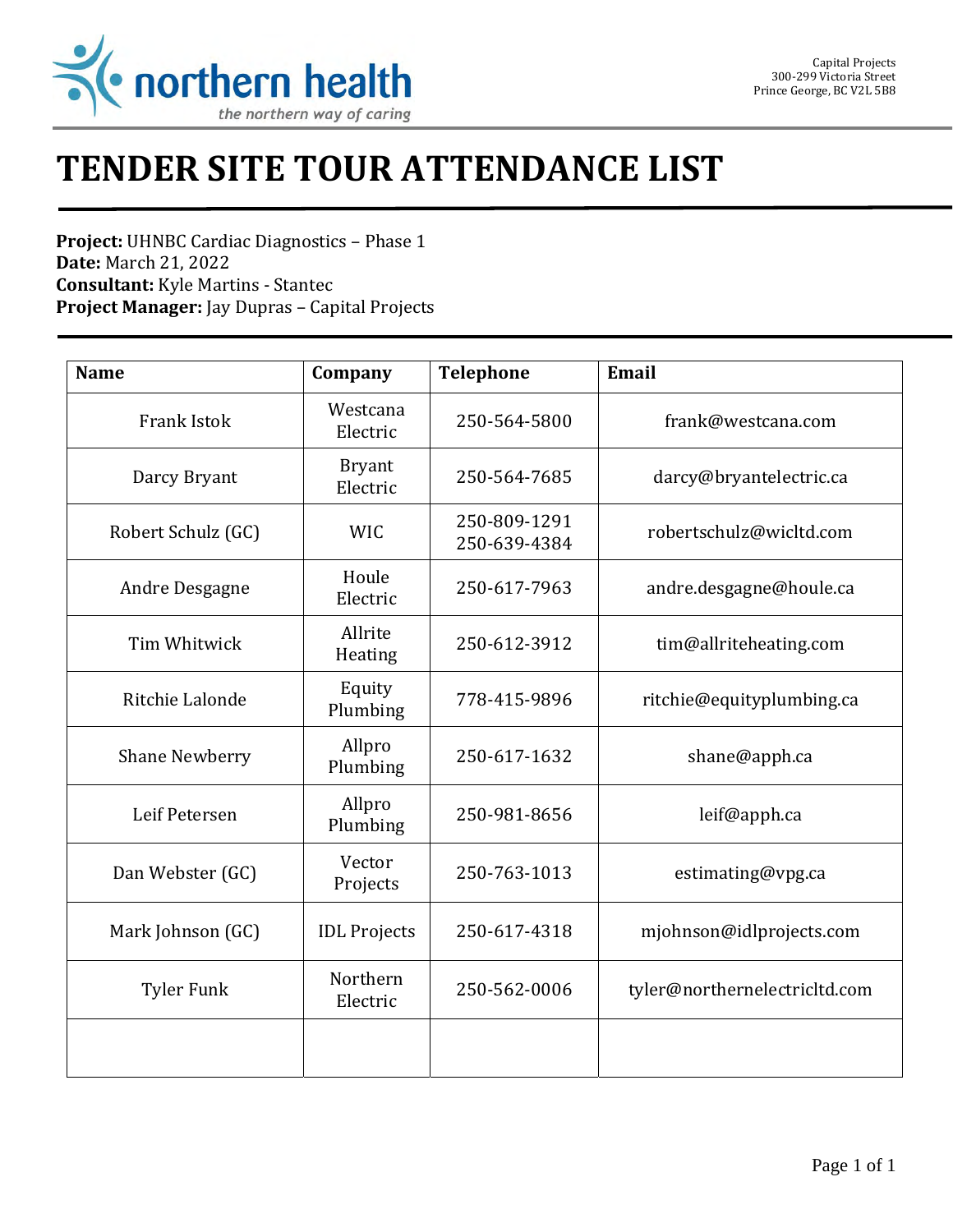northern health
*the northern way of caring*

Capital Projects
300-299 Victoria Street
Prince George, BC V2L 5B8

# TENDER SITE TOUR ATTENDANCE LIST

**Project:** UHNBC Cardiac Diagnostics – Phase 1
**Date:** March 21, 2022
**Consultant:** Kyle Martins - Stantec
**Project Manager:** Jay Dupras – Capital Projects

| Name | Company | Telephone | Email |
|---|---|---|---|
| Frank Istok | Westcana Electric | 250-564-5800 | frank@westcana.com |
| Darcy Bryant | Bryant Electric | 250-564-7685 | darcy@bryantelectric.ca |
| Robert Schulz (GC) | WIC | 250-809-1291<br>250-639-4384 | robertschulz@wicltd.com |
| Andre Desgagne | Houle Electric | 250-617-7963 | andre.desgagne@houle.ca |
| Tim Whitwick | Allrite Heating | 250-612-3912 | tim@allriteheating.com |
| Ritchie Lalonde | Equity Plumbing | 778-415-9896 | ritchie@equityplumbing.ca |
| Shane Newberry | Allpro Plumbing | 250-617-1632 | shane@apph.ca |
| Leif Petersen | Allpro Plumbing | 250-981-8656 | leif@apph.ca |
| Dan Webster (GC) | Vector Projects | 250-763-1013 | estimating@vpg.ca |
| Mark Johnson (GC) | IDL Projects | 250-617-4318 | mjohnson@idlprojects.com |
| Tyler Funk | Northern Electric | 250-562-0006 | tyler@northernelectricltd.com |
| | | | |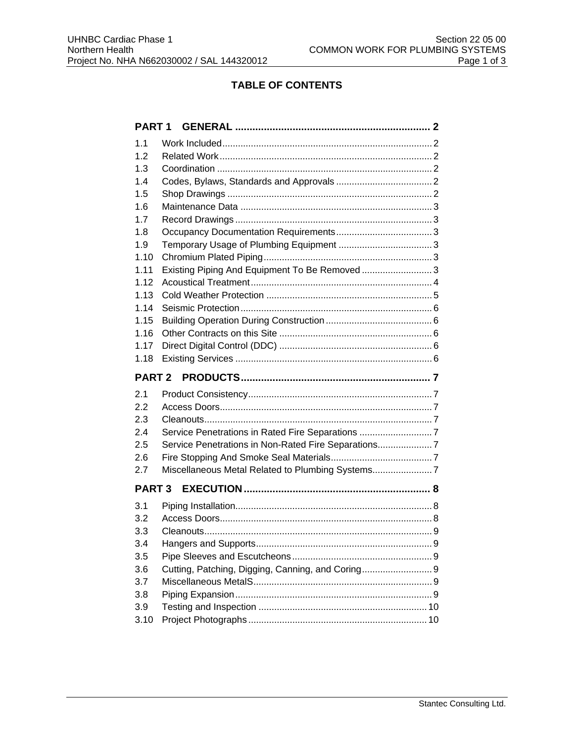# TABLE OF CONTENTS

**PART 1 GENERAL .................................................................. 2**

1.1 Work Included ................................................................................ 2
1.2 Related Work ................................................................................. 2
1.3 Coordination .................................................................................. 2
1.4 Codes, Bylaws, Standards and Approvals ..................................... 2
1.5 Shop Drawings .............................................................................. 2
1.6 Maintenance Data ......................................................................... 3
1.7 Record Drawings ........................................................................... 3
1.8 Occupancy Documentation Requirements ..................................... 3
1.9 Temporary Usage of Plumbing Equipment .................................... 3
1.10 Chromium Plated Piping ................................................................ 3
1.11 Existing Piping And Equipment To Be Removed ........................... 3
1.12 Acoustical Treatment ..................................................................... 4
1.13 Cold Weather Protection ................................................................ 5
1.14 Seismic Protection ......................................................................... 6
1.15 Building Operation During Construction ......................................... 6
1.16 Other Contracts on this Site ........................................................... 6
1.17 Direct Digital Control (DDC) ........................................................... 6
1.18 Existing Services ........................................................................... 6

**PART 2 PRODUCTS ................................................................ 7**

2.1 Product Consistency ...................................................................... 7
2.2 Access Doors ................................................................................. 7
2.3 Cleanouts ....................................................................................... 7
2.4 Service Penetrations in Rated Fire Separations ............................ 7
2.5 Service Penetrations in Non-Rated Fire Separations ..................... 7
2.6 Fire Stopping And Smoke Seal Materials ....................................... 7
2.7 Miscellaneous Metal Related to Plumbing Systems ....................... 7

**PART 3 EXECUTION ................................................................ 8**

3.1 Piping Installation ........................................................................... 8
3.2 Access Doors ................................................................................. 8
3.3 Cleanouts ....................................................................................... 9
3.4 Hangers and Supports ................................................................... 9
3.5 Pipe Sleeves and Escutcheons ...................................................... 9
3.6 Cutting, Patching, Digging, Canning, and Coring ........................... 9
3.7 Miscellaneous MetalS .................................................................... 9
3.8 Piping Expansion ........................................................................... 9
3.9 Testing and Inspection ................................................................. 10
3.10 Project Photographs ..................................................................... 10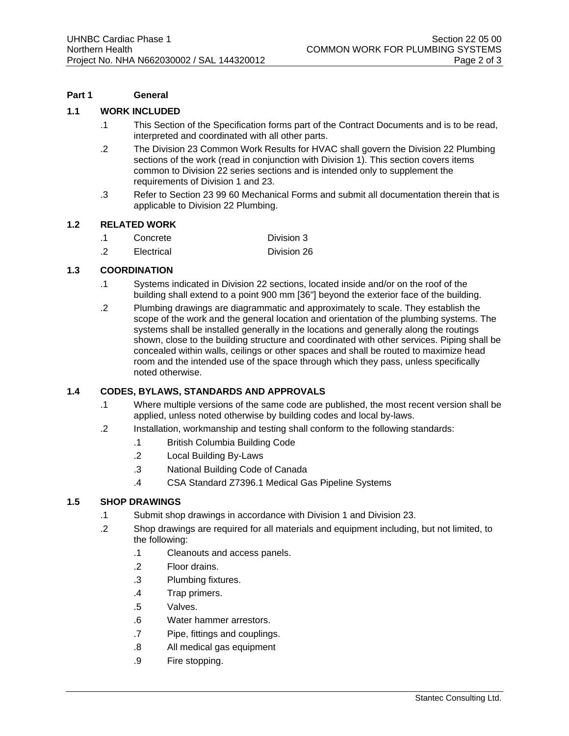## Part 1 General

### 1.1 WORK INCLUDED

.1 This Section of the Specification forms part of the Contract Documents and is to be read, interpreted and coordinated with all other parts.

.2 The Division 23 Common Work Results for HVAC shall govern the Division 22 Plumbing sections of the work (read in conjunction with Division 1). This section covers items common to Division 22 series sections and is intended only to supplement the requirements of Division 1 and 23.

.3 Refer to Section 23 99 60 Mechanical Forms and submit all documentation therein that is applicable to Division 22 Plumbing.

### 1.2 RELATED WORK

.1 Concrete Division 3

.2 Electrical Division 26

### 1.3 COORDINATION

.1 Systems indicated in Division 22 sections, located inside and/or on the roof of the building shall extend to a point 900 mm [36"] beyond the exterior face of the building.

.2 Plumbing drawings are diagrammatic and approximately to scale. They establish the scope of the work and the general location and orientation of the plumbing systems. The systems shall be installed generally in the locations and generally along the routings shown, close to the building structure and coordinated with other services. Piping shall be concealed within walls, ceilings or other spaces and shall be routed to maximize head room and the intended use of the space through which they pass, unless specifically noted otherwise.

### 1.4 CODES, BYLAWS, STANDARDS AND APPROVALS

.1 Where multiple versions of the same code are published, the most recent version shall be applied, unless noted otherwise by building codes and local by-laws.

.2 Installation, workmanship and testing shall conform to the following standards:

- .1 British Columbia Building Code
- .2 Local Building By-Laws
- .3 National Building Code of Canada
- .4 CSA Standard Z7396.1 Medical Gas Pipeline Systems

### 1.5 SHOP DRAWINGS

.1 Submit shop drawings in accordance with Division 1 and Division 23.

.2 Shop drawings are required for all materials and equipment including, but not limited, to the following:

- .1 Cleanouts and access panels.
- .2 Floor drains.
- .3 Plumbing fixtures.
- .4 Trap primers.
- .5 Valves.
- .6 Water hammer arrestors.
- .7 Pipe, fittings and couplings.
- .8 All medical gas equipment
- .9 Fire stopping.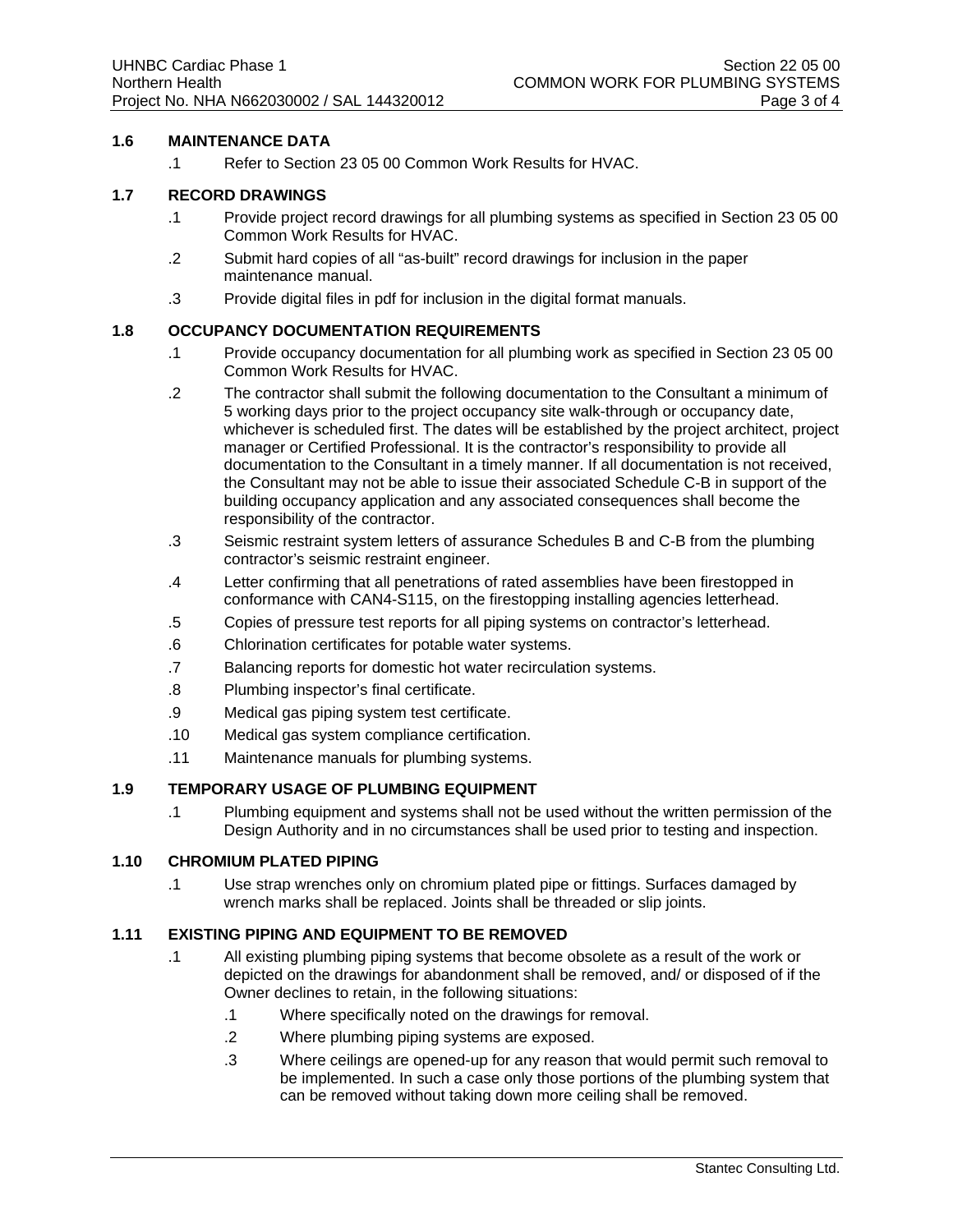## 1.6 MAINTENANCE DATA

.1 Refer to Section 23 05 00 Common Work Results for HVAC.

## 1.7 RECORD DRAWINGS

.1 Provide project record drawings for all plumbing systems as specified in Section 23 05 00 Common Work Results for HVAC.

.2 Submit hard copies of all "as-built" record drawings for inclusion in the paper maintenance manual.

.3 Provide digital files in pdf for inclusion in the digital format manuals.

## 1.8 OCCUPANCY DOCUMENTATION REQUIREMENTS

.1 Provide occupancy documentation for all plumbing work as specified in Section 23 05 00 Common Work Results for HVAC.

.2 The contractor shall submit the following documentation to the Consultant a minimum of 5 working days prior to the project occupancy site walk-through or occupancy date, whichever is scheduled first. The dates will be established by the project architect, project manager or Certified Professional. It is the contractor's responsibility to provide all documentation to the Consultant in a timely manner. If all documentation is not received, the Consultant may not be able to issue their associated Schedule C-B in support of the building occupancy application and any associated consequences shall become the responsibility of the contractor.

.3 Seismic restraint system letters of assurance Schedules B and C-B from the plumbing contractor's seismic restraint engineer.

.4 Letter confirming that all penetrations of rated assemblies have been firestopped in conformance with CAN4-S115, on the firestopping installing agencies letterhead.

.5 Copies of pressure test reports for all piping systems on contractor's letterhead.

.6 Chlorination certificates for potable water systems.

.7 Balancing reports for domestic hot water recirculation systems.

.8 Plumbing inspector's final certificate.

.9 Medical gas piping system test certificate.

.10 Medical gas system compliance certification.

.11 Maintenance manuals for plumbing systems.

## 1.9 TEMPORARY USAGE OF PLUMBING EQUIPMENT

.1 Plumbing equipment and systems shall not be used without the written permission of the Design Authority and in no circumstances shall be used prior to testing and inspection.

## 1.10 CHROMIUM PLATED PIPING

.1 Use strap wrenches only on chromium plated pipe or fittings. Surfaces damaged by wrench marks shall be replaced. Joints shall be threaded or slip joints.

## 1.11 EXISTING PIPING AND EQUIPMENT TO BE REMOVED

.1 All existing plumbing piping systems that become obsolete as a result of the work or depicted on the drawings for abandonment shall be removed, and/ or disposed of if the Owner declines to retain, in the following situations:

  .1 Where specifically noted on the drawings for removal.

  .2 Where plumbing piping systems are exposed.

  .3 Where ceilings are opened-up for any reason that would permit such removal to be implemented. In such a case only those portions of the plumbing system that can be removed without taking down more ceiling shall be removed.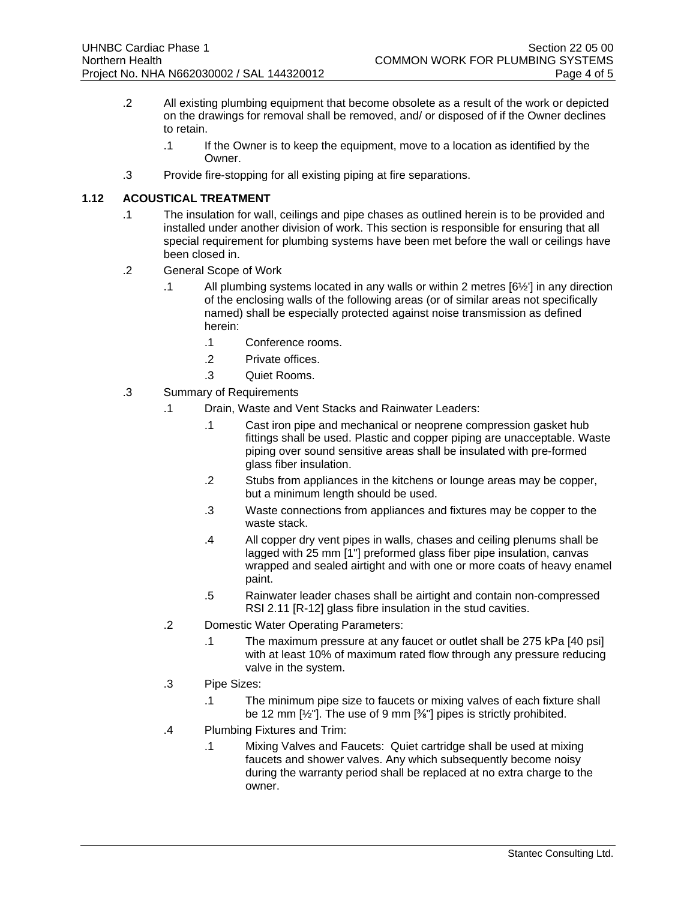.2 All existing plumbing equipment that become obsolete as a result of the work or depicted on the drawings for removal shall be removed, and/ or disposed of if the Owner declines to retain.

- .1 If the Owner is to keep the equipment, move to a location as identified by the Owner.

.3 Provide fire-stopping for all existing piping at fire separations.

## 1.12 ACOUSTICAL TREATMENT

.1 The insulation for wall, ceilings and pipe chases as outlined herein is to be provided and installed under another division of work. This section is responsible for ensuring that all special requirement for plumbing systems have been met before the wall or ceilings have been closed in.

.2 General Scope of Work

- .1 All plumbing systems located in any walls or within 2 metres [6½'] in any direction of the enclosing walls of the following areas (or of similar areas not specifically named) shall be especially protected against noise transmission as defined herein:
  - .1 Conference rooms.
  - .2 Private offices.
  - .3 Quiet Rooms.

.3 Summary of Requirements

- .1 Drain, Waste and Vent Stacks and Rainwater Leaders:
  - .1 Cast iron pipe and mechanical or neoprene compression gasket hub fittings shall be used. Plastic and copper piping are unacceptable. Waste piping over sound sensitive areas shall be insulated with pre-formed glass fiber insulation.
  - .2 Stubs from appliances in the kitchens or lounge areas may be copper, but a minimum length should be used.
  - .3 Waste connections from appliances and fixtures may be copper to the waste stack.
  - .4 All copper dry vent pipes in walls, chases and ceiling plenums shall be lagged with 25 mm [1"] preformed glass fiber pipe insulation, canvas wrapped and sealed airtight and with one or more coats of heavy enamel paint.
  - .5 Rainwater leader chases shall be airtight and contain non-compressed RSI 2.11 [R-12] glass fibre insulation in the stud cavities.
- .2 Domestic Water Operating Parameters:
  - .1 The maximum pressure at any faucet or outlet shall be 275 kPa [40 psi] with at least 10% of maximum rated flow through any pressure reducing valve in the system.
- .3 Pipe Sizes:
  - .1 The minimum pipe size to faucets or mixing valves of each fixture shall be 12 mm [½"]. The use of 9 mm [⅜"] pipes is strictly prohibited.
- .4 Plumbing Fixtures and Trim:
  - .1 Mixing Valves and Faucets: Quiet cartridge shall be used at mixing faucets and shower valves. Any which subsequently become noisy during the warranty period shall be replaced at no extra charge to the owner.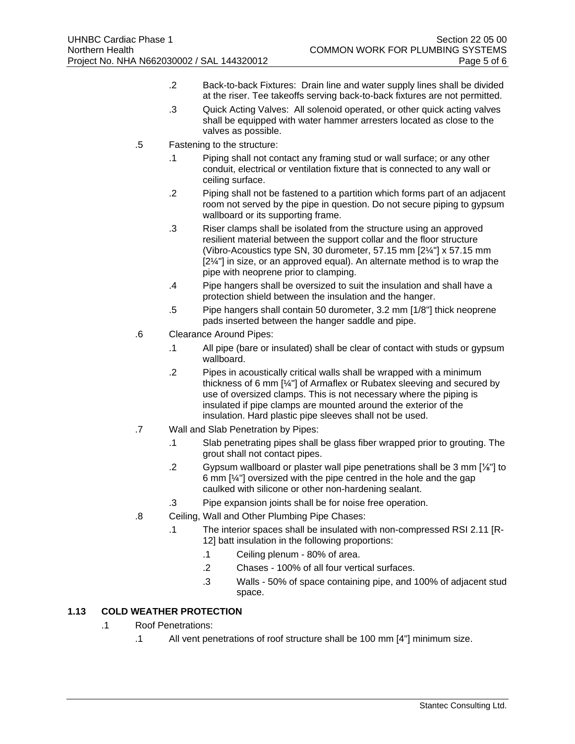.2 Back-to-back Fixtures: Drain line and water supply lines shall be divided at the riser. Tee takeoffs serving back-to-back fixtures are not permitted.

.3 Quick Acting Valves: All solenoid operated, or other quick acting valves shall be equipped with water hammer arresters located as close to the valves as possible.

.5 Fastening to the structure:

.1 Piping shall not contact any framing stud or wall surface; or any other conduit, electrical or ventilation fixture that is connected to any wall or ceiling surface.

.2 Piping shall not be fastened to a partition which forms part of an adjacent room not served by the pipe in question. Do not secure piping to gypsum wallboard or its supporting frame.

.3 Riser clamps shall be isolated from the structure using an approved resilient material between the support collar and the floor structure (Vibro-Acoustics type SN, 30 durometer, 57.15 mm [2¼"] x 57.15 mm [2¼"] in size, or an approved equal). An alternate method is to wrap the pipe with neoprene prior to clamping.

.4 Pipe hangers shall be oversized to suit the insulation and shall have a protection shield between the insulation and the hanger.

.5 Pipe hangers shall contain 50 durometer, 3.2 mm [1/8"] thick neoprene pads inserted between the hanger saddle and pipe.

.6 Clearance Around Pipes:

.1 All pipe (bare or insulated) shall be clear of contact with studs or gypsum wallboard.

.2 Pipes in acoustically critical walls shall be wrapped with a minimum thickness of 6 mm [¼"] of Armaflex or Rubatex sleeving and secured by use of oversized clamps. This is not necessary where the piping is insulated if pipe clamps are mounted around the exterior of the insulation. Hard plastic pipe sleeves shall not be used.

.7 Wall and Slab Penetration by Pipes:

.1 Slab penetrating pipes shall be glass fiber wrapped prior to grouting. The grout shall not contact pipes.

.2 Gypsum wallboard or plaster wall pipe penetrations shall be 3 mm [⅛"] to 6 mm [¼"] oversized with the pipe centred in the hole and the gap caulked with silicone or other non-hardening sealant.

.3 Pipe expansion joints shall be for noise free operation.

.8 Ceiling, Wall and Other Plumbing Pipe Chases:

.1 The interior spaces shall be insulated with non-compressed RSI 2.11 [R-12] batt insulation in the following proportions:

.1 Ceiling plenum - 80% of area.

.2 Chases - 100% of all four vertical surfaces.

.3 Walls - 50% of space containing pipe, and 100% of adjacent stud space.

## 1.13 COLD WEATHER PROTECTION

.1 Roof Penetrations:

.1 All vent penetrations of roof structure shall be 100 mm [4"] minimum size.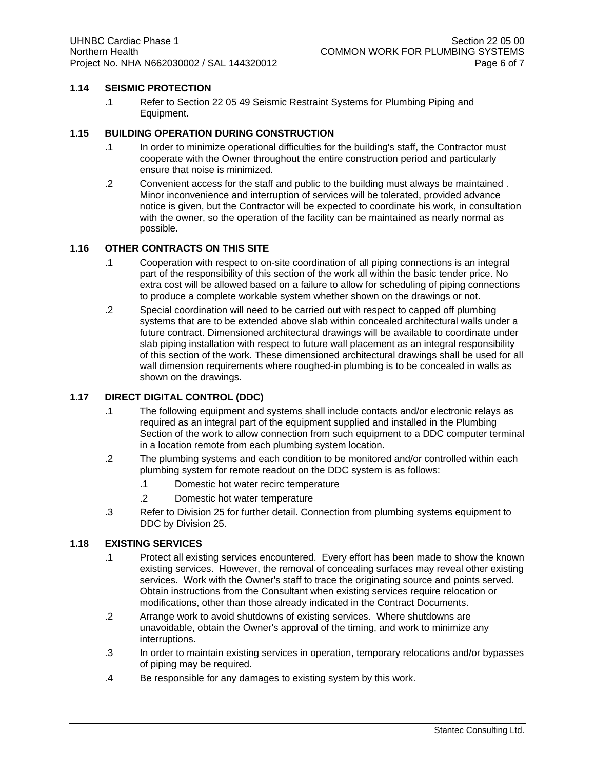### 1.14 SEISMIC PROTECTION

.1 Refer to Section 22 05 49 Seismic Restraint Systems for Plumbing Piping and Equipment.

### 1.15 BUILDING OPERATION DURING CONSTRUCTION

.1 In order to minimize operational difficulties for the building's staff, the Contractor must cooperate with the Owner throughout the entire construction period and particularly ensure that noise is minimized.

.2 Convenient access for the staff and public to the building must always be maintained . Minor inconvenience and interruption of services will be tolerated, provided advance notice is given, but the Contractor will be expected to coordinate his work, in consultation with the owner, so the operation of the facility can be maintained as nearly normal as possible.

### 1.16 OTHER CONTRACTS ON THIS SITE

.1 Cooperation with respect to on-site coordination of all piping connections is an integral part of the responsibility of this section of the work all within the basic tender price. No extra cost will be allowed based on a failure to allow for scheduling of piping connections to produce a complete workable system whether shown on the drawings or not.

.2 Special coordination will need to be carried out with respect to capped off plumbing systems that are to be extended above slab within concealed architectural walls under a future contract. Dimensioned architectural drawings will be available to coordinate under slab piping installation with respect to future wall placement as an integral responsibility of this section of the work. These dimensioned architectural drawings shall be used for all wall dimension requirements where roughed-in plumbing is to be concealed in walls as shown on the drawings.

### 1.17 DIRECT DIGITAL CONTROL (DDC)

.1 The following equipment and systems shall include contacts and/or electronic relays as required as an integral part of the equipment supplied and installed in the Plumbing Section of the work to allow connection from such equipment to a DDC computer terminal in a location remote from each plumbing system location.

.2 The plumbing systems and each condition to be monitored and/or controlled within each plumbing system for remote readout on the DDC system is as follows:

- .1 Domestic hot water recirc temperature
- .2 Domestic hot water temperature

.3 Refer to Division 25 for further detail. Connection from plumbing systems equipment to DDC by Division 25.

### 1.18 EXISTING SERVICES

.1 Protect all existing services encountered. Every effort has been made to show the known existing services. However, the removal of concealing surfaces may reveal other existing services. Work with the Owner's staff to trace the originating source and points served. Obtain instructions from the Consultant when existing services require relocation or modifications, other than those already indicated in the Contract Documents.

.2 Arrange work to avoid shutdowns of existing services. Where shutdowns are unavoidable, obtain the Owner's approval of the timing, and work to minimize any interruptions.

.3 In order to maintain existing services in operation, temporary relocations and/or bypasses of piping may be required.

.4 Be responsible for any damages to existing system by this work.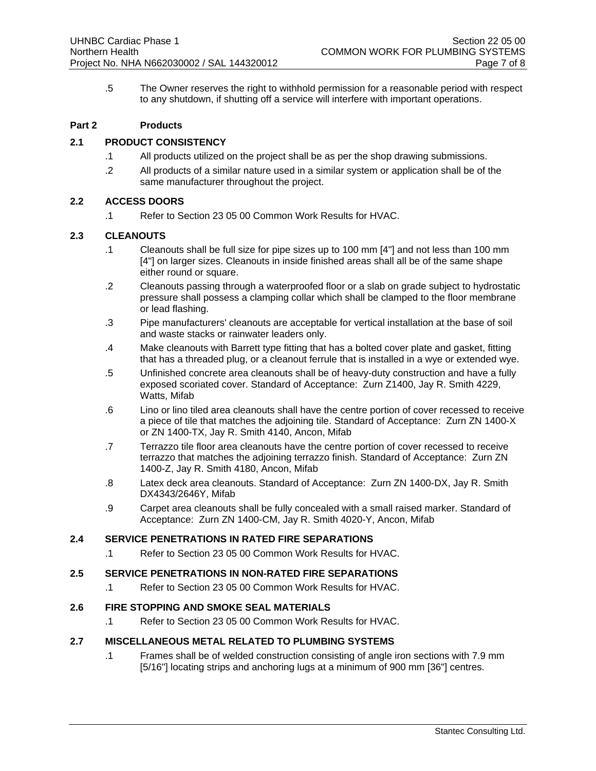.5 The Owner reserves the right to withhold permission for a reasonable period with respect to any shutdown, if shutting off a service will interfere with important operations.

## Part 2 Products

### 2.1 PRODUCT CONSISTENCY

.1 All products utilized on the project shall be as per the shop drawing submissions.

.2 All products of a similar nature used in a similar system or application shall be of the same manufacturer throughout the project.

### 2.2 ACCESS DOORS

.1 Refer to Section 23 05 00 Common Work Results for HVAC.

### 2.3 CLEANOUTS

.1 Cleanouts shall be full size for pipe sizes up to 100 mm [4"] and not less than 100 mm [4"] on larger sizes. Cleanouts in inside finished areas shall all be of the same shape either round or square.

.2 Cleanouts passing through a waterproofed floor or a slab on grade subject to hydrostatic pressure shall possess a clamping collar which shall be clamped to the floor membrane or lead flashing.

.3 Pipe manufacturers' cleanouts are acceptable for vertical installation at the base of soil and waste stacks or rainwater leaders only.

.4 Make cleanouts with Barrett type fitting that has a bolted cover plate and gasket, fitting that has a threaded plug, or a cleanout ferrule that is installed in a wye or extended wye.

.5 Unfinished concrete area cleanouts shall be of heavy-duty construction and have a fully exposed scoriated cover. Standard of Acceptance: Zurn Z1400, Jay R. Smith 4229, Watts, Mifab

.6 Lino or lino tiled area cleanouts shall have the centre portion of cover recessed to receive a piece of tile that matches the adjoining tile. Standard of Acceptance: Zurn ZN 1400-X or ZN 1400-TX, Jay R. Smith 4140, Ancon, Mifab

.7 Terrazzo tile floor area cleanouts have the centre portion of cover recessed to receive terrazzo that matches the adjoining terrazzo finish. Standard of Acceptance: Zurn ZN 1400-Z, Jay R. Smith 4180, Ancon, Mifab

.8 Latex deck area cleanouts. Standard of Acceptance: Zurn ZN 1400-DX, Jay R. Smith DX4343/2646Y, Mifab

.9 Carpet area cleanouts shall be fully concealed with a small raised marker. Standard of Acceptance: Zurn ZN 1400-CM, Jay R. Smith 4020-Y, Ancon, Mifab

### 2.4 SERVICE PENETRATIONS IN RATED FIRE SEPARATIONS

.1 Refer to Section 23 05 00 Common Work Results for HVAC.

### 2.5 SERVICE PENETRATIONS IN NON-RATED FIRE SEPARATIONS

.1 Refer to Section 23 05 00 Common Work Results for HVAC.

### 2.6 FIRE STOPPING AND SMOKE SEAL MATERIALS

.1 Refer to Section 23 05 00 Common Work Results for HVAC.

### 2.7 MISCELLANEOUS METAL RELATED TO PLUMBING SYSTEMS

.1 Frames shall be of welded construction consisting of angle iron sections with 7.9 mm [5/16"] locating strips and anchoring lugs at a minimum of 900 mm [36"] centres.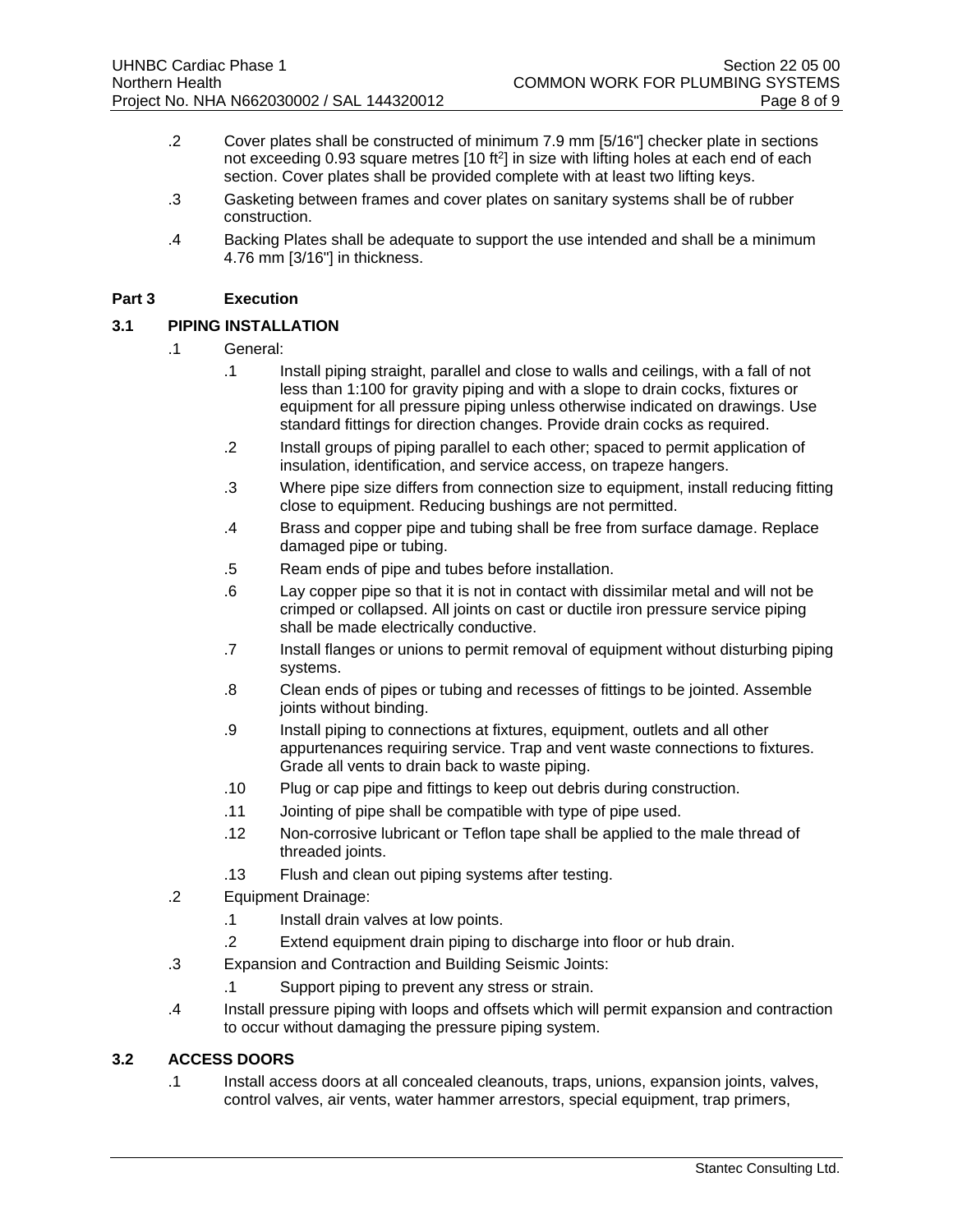.2 Cover plates shall be constructed of minimum 7.9 mm [5/16"] checker plate in sections not exceeding 0.93 square metres [10 $ft^2$] in size with lifting holes at each end of each section. Cover plates shall be provided complete with at least two lifting keys.

.3 Gasketing between frames and cover plates on sanitary systems shall be of rubber construction.

.4 Backing Plates shall be adequate to support the use intended and shall be a minimum 4.76 mm [3/16"] in thickness.

## Part 3 Execution

### 3.1 PIPING INSTALLATION

.1 General:

- .1 Install piping straight, parallel and close to walls and ceilings, with a fall of not less than 1:100 for gravity piping and with a slope to drain cocks, fixtures or equipment for all pressure piping unless otherwise indicated on drawings. Use standard fittings for direction changes. Provide drain cocks as required.
- .2 Install groups of piping parallel to each other; spaced to permit application of insulation, identification, and service access, on trapeze hangers.
- .3 Where pipe size differs from connection size to equipment, install reducing fitting close to equipment. Reducing bushings are not permitted.
- .4 Brass and copper pipe and tubing shall be free from surface damage. Replace damaged pipe or tubing.
- .5 Ream ends of pipe and tubes before installation.
- .6 Lay copper pipe so that it is not in contact with dissimilar metal and will not be crimped or collapsed. All joints on cast or ductile iron pressure service piping shall be made electrically conductive.
- .7 Install flanges or unions to permit removal of equipment without disturbing piping systems.
- .8 Clean ends of pipes or tubing and recesses of fittings to be jointed. Assemble joints without binding.
- .9 Install piping to connections at fixtures, equipment, outlets and all other appurtenances requiring service. Trap and vent waste connections to fixtures. Grade all vents to drain back to waste piping.
- .10 Plug or cap pipe and fittings to keep out debris during construction.
- .11 Jointing of pipe shall be compatible with type of pipe used.
- .12 Non-corrosive lubricant or Teflon tape shall be applied to the male thread of threaded joints.
- .13 Flush and clean out piping systems after testing.

.2 Equipment Drainage:

- .1 Install drain valves at low points.
- .2 Extend equipment drain piping to discharge into floor or hub drain.

.3 Expansion and Contraction and Building Seismic Joints:

- .1 Support piping to prevent any stress or strain.

.4 Install pressure piping with loops and offsets which will permit expansion and contraction to occur without damaging the pressure piping system.

### 3.2 ACCESS DOORS

.1 Install access doors at all concealed cleanouts, traps, unions, expansion joints, valves, control valves, air vents, water hammer arrestors, special equipment, trap primers,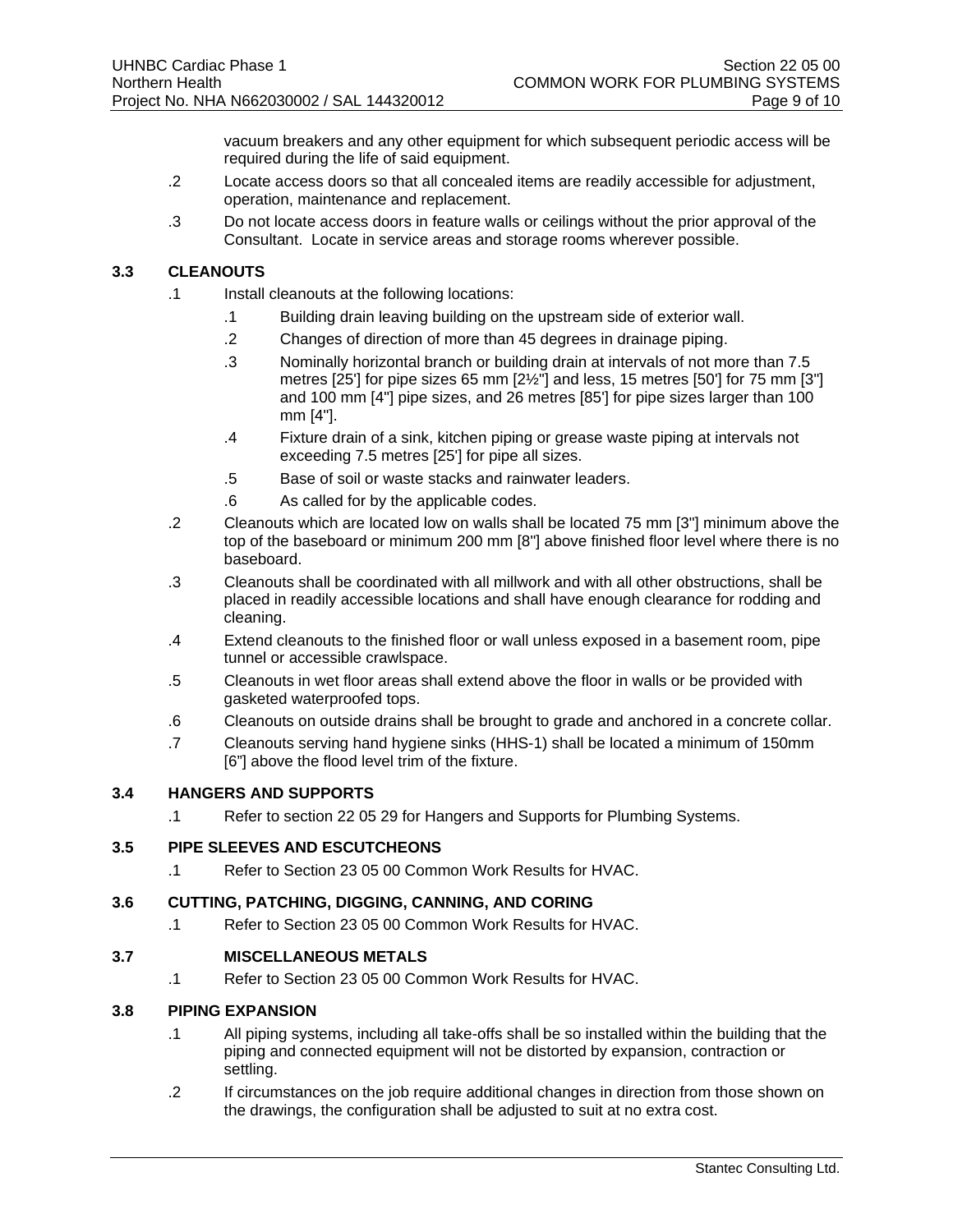vacuum breakers and any other equipment for which subsequent periodic access will be required during the life of said equipment.

.2 Locate access doors so that all concealed items are readily accessible for adjustment, operation, maintenance and replacement.

.3 Do not locate access doors in feature walls or ceilings without the prior approval of the Consultant. Locate in service areas and storage rooms wherever possible.

### 3.3 CLEANOUTS

.1 Install cleanouts at the following locations:

  .1 Building drain leaving building on the upstream side of exterior wall.

  .2 Changes of direction of more than 45 degrees in drainage piping.

  .3 Nominally horizontal branch or building drain at intervals of not more than 7.5 metres [25'] for pipe sizes 65 mm [2½"] and less, 15 metres [50'] for 75 mm [3"] and 100 mm [4"] pipe sizes, and 26 metres [85'] for pipe sizes larger than 100 mm [4"].

  .4 Fixture drain of a sink, kitchen piping or grease waste piping at intervals not exceeding 7.5 metres [25'] for pipe all sizes.

  .5 Base of soil or waste stacks and rainwater leaders.

  .6 As called for by the applicable codes.

.2 Cleanouts which are located low on walls shall be located 75 mm [3"] minimum above the top of the baseboard or minimum 200 mm [8"] above finished floor level where there is no baseboard.

.3 Cleanouts shall be coordinated with all millwork and with all other obstructions, shall be placed in readily accessible locations and shall have enough clearance for rodding and cleaning.

.4 Extend cleanouts to the finished floor or wall unless exposed in a basement room, pipe tunnel or accessible crawlspace.

.5 Cleanouts in wet floor areas shall extend above the floor in walls or be provided with gasketed waterproofed tops.

.6 Cleanouts on outside drains shall be brought to grade and anchored in a concrete collar.

.7 Cleanouts serving hand hygiene sinks (HHS-1) shall be located a minimum of 150mm [6"] above the flood level trim of the fixture.

### 3.4 HANGERS AND SUPPORTS

.1 Refer to section 22 05 29 for Hangers and Supports for Plumbing Systems.

### 3.5 PIPE SLEEVES AND ESCUTCHEONS

.1 Refer to Section 23 05 00 Common Work Results for HVAC.

### 3.6 CUTTING, PATCHING, DIGGING, CANNING, AND CORING

.1 Refer to Section 23 05 00 Common Work Results for HVAC.

### 3.7 MISCELLANEOUS METALS

.1 Refer to Section 23 05 00 Common Work Results for HVAC.

### 3.8 PIPING EXPANSION

.1 All piping systems, including all take-offs shall be so installed within the building that the piping and connected equipment will not be distorted by expansion, contraction or settling.

.2 If circumstances on the job require additional changes in direction from those shown on the drawings, the configuration shall be adjusted to suit at no extra cost.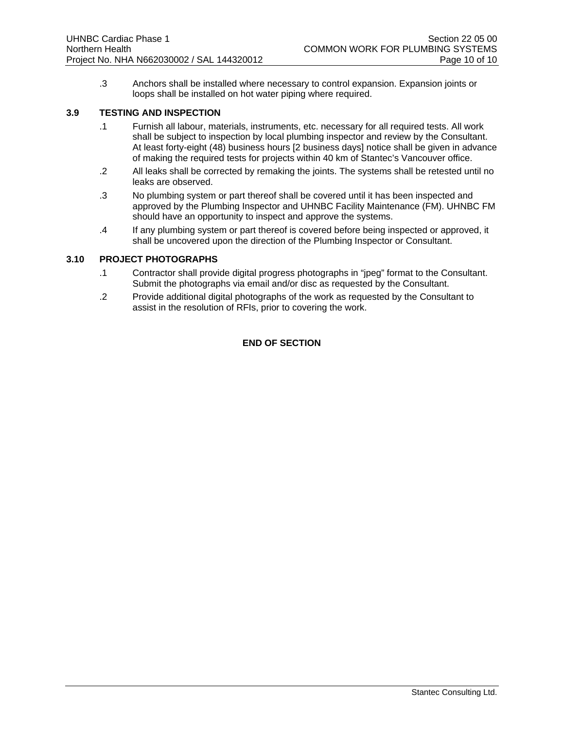.3 Anchors shall be installed where necessary to control expansion. Expansion joints or loops shall be installed on hot water piping where required.

### 3.9 TESTING AND INSPECTION

.1 Furnish all labour, materials, instruments, etc. necessary for all required tests. All work shall be subject to inspection by local plumbing inspector and review by the Consultant. At least forty-eight (48) business hours [2 business days] notice shall be given in advance of making the required tests for projects within 40 km of Stantec's Vancouver office.

.2 All leaks shall be corrected by remaking the joints. The systems shall be retested until no leaks are observed.

.3 No plumbing system or part thereof shall be covered until it has been inspected and approved by the Plumbing Inspector and UHNBC Facility Maintenance (FM). UHNBC FM should have an opportunity to inspect and approve the systems.

.4 If any plumbing system or part thereof is covered before being inspected or approved, it shall be uncovered upon the direction of the Plumbing Inspector or Consultant.

### 3.10 PROJECT PHOTOGRAPHS

.1 Contractor shall provide digital progress photographs in "jpeg" format to the Consultant. Submit the photographs via email and/or disc as requested by the Consultant.

.2 Provide additional digital photographs of the work as requested by the Consultant to assist in the resolution of RFIs, prior to covering the work.

**END OF SECTION**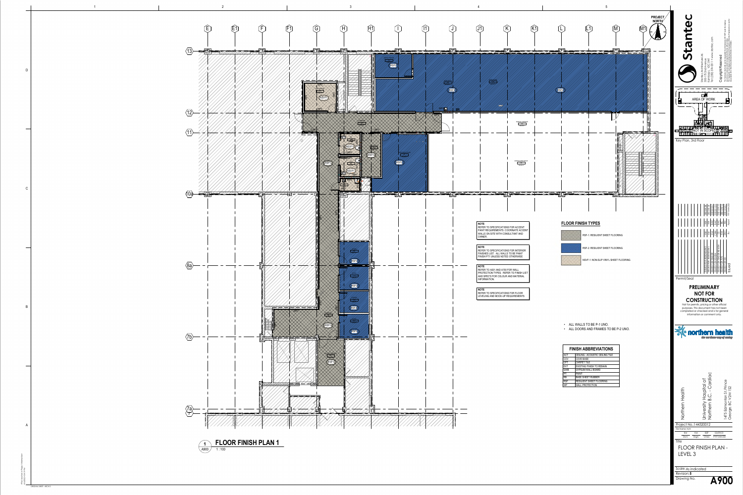NOTE:
REFER TO SPECIFICATIONS FOR ACCENT PAINT REQUIREMENTS. COORDINATE ACCENT WALLS ON SITE WITH CONSULTANT AND OWNER.

NOTE:
REFER TO SPECIFICATIONS FOR INTERIOR FINISHES LIST. ALL WALLS TO BE PAINT FINISH PT1 UNLESS NOTED OTHERWISE

NOTE:
REFER TO A001 AND A750 FOR WALL PROTECTION TYPES. REFER TO FINISH LIST AND SPECS FOR COLOUR AND MATERIAL INFORMATION.

NOTE:
REFER TO SPECIFICATIONS FOR FLOOR LEVELING AND MOCK-UP REQUIREMENTS

### FLOOR FINISH TYPES

- RSF-1: RESILIENT SHEET FLOORING
- RSF-2: RESILIENT SHEET FLOORING
- NSVF-1: NON-SLIP VINYL SHEET FLOORING

- ALL WALLS TO BE P-1 UNO.
- ALL DOORS AND FRAMES TO BE P-2 UNO.

| FINISH ABBREVIATIONS | |
|---|---|
| ACT | CEILING - ACOUSTIC CEILING TILE |
| COV | COVE BASE |
| CPT | CARPET TILE |
| EXT | EXISTING FINISH TO REMAIN |
| GWB | GYPSUM WALL BOARD |
| PT | PAINT |
| RB | BASE SHEET RUBBER |
| RSF | RESILIENT SHEET FLOORING |
| WP | WALL PROTECTION |

## FLOOR FINISH PLAN 1

1 / A900 — 1 : 100

PROJECT NORTH

Stantec

Copyright Reserved

AREA OF WORK

NOT IN SCOPE

Key Plan, 3rd Floor

Permit/Seal

**PRELIMINARY NOT FOR CONSTRUCTION**

Not for permits, pricing or other official purposes. This document has not been completed or checked and is for general information or comment only.

northern health

Northern Health

University Hospital of Northern B.C. - Cardiac

1475 Edmonton St Prince George, BC V2M 1S2

Project No.: 144320012

Title

FLOOR FINISH PLAN - LEVEL 3

Scale: As indicated

Revision: 5

Drawing No. **A900**